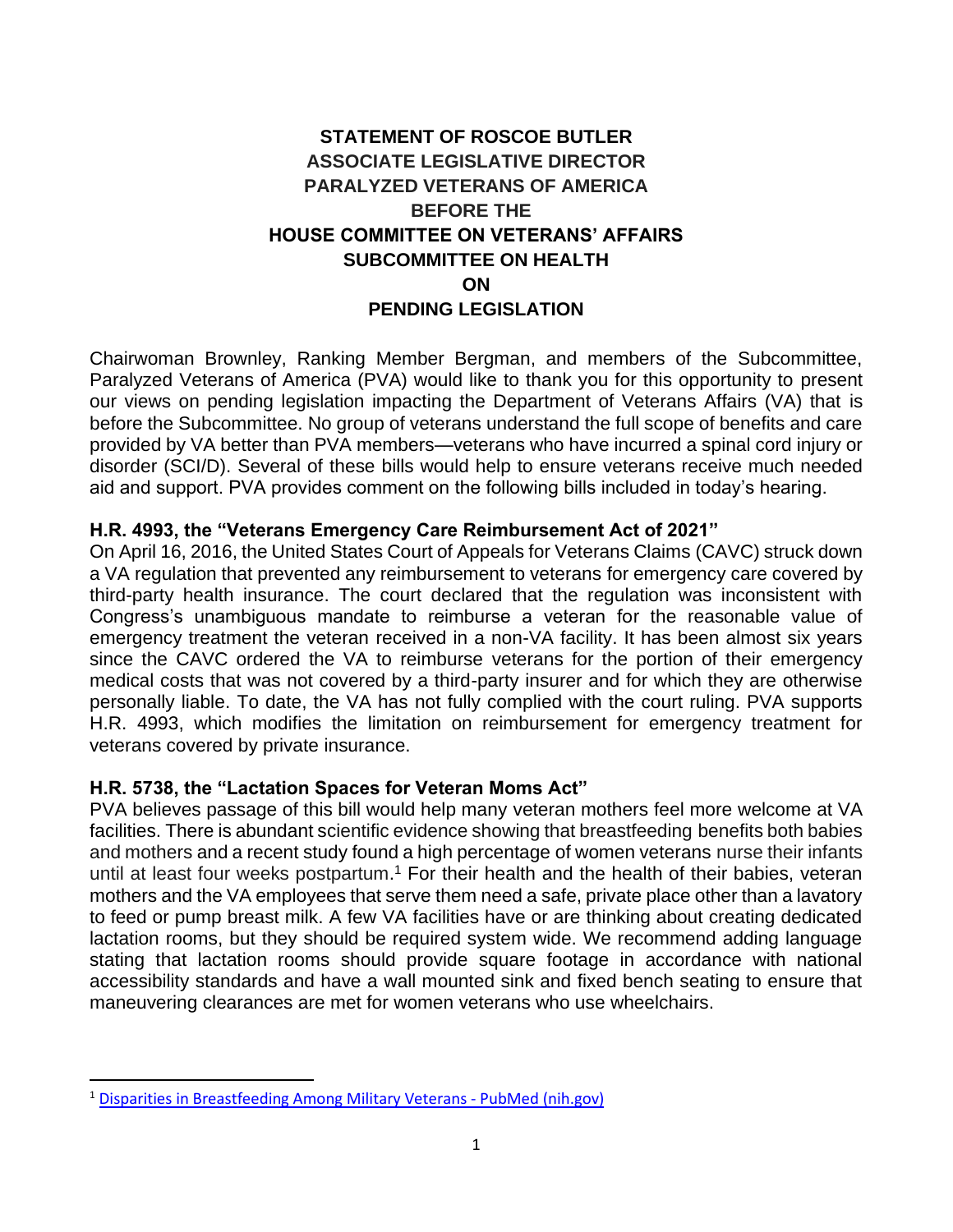# STATEMENT OF ROSCOE BUTLER
## ASSOCIATE LEGISLATIVE DIRECTOR
## PARALYZED VETERANS OF AMERICA
## BEFORE THE
## HOUSE COMMITTEE ON VETERANS' AFFAIRS
## SUBCOMMITTEE ON HEALTH
## ON
## PENDING LEGISLATION

Chairwoman Brownley, Ranking Member Bergman, and members of the Subcommittee, Paralyzed Veterans of America (PVA) would like to thank you for this opportunity to present our views on pending legislation impacting the Department of Veterans Affairs (VA) that is before the Subcommittee. No group of veterans understand the full scope of benefits and care provided by VA better than PVA members—veterans who have incurred a spinal cord injury or disorder (SCI/D). Several of these bills would help to ensure veterans receive much needed aid and support. PVA provides comment on the following bills included in today's hearing.

### H.R. 4993, the "Veterans Emergency Care Reimbursement Act of 2021"

On April 16, 2016, the United States Court of Appeals for Veterans Claims (CAVC) struck down a VA regulation that prevented any reimbursement to veterans for emergency care covered by third-party health insurance. The court declared that the regulation was inconsistent with Congress's unambiguous mandate to reimburse a veteran for the reasonable value of emergency treatment the veteran received in a non-VA facility. It has been almost six years since the CAVC ordered the VA to reimburse veterans for the portion of their emergency medical costs that was not covered by a third-party insurer and for which they are otherwise personally liable. To date, the VA has not fully complied with the court ruling. PVA supports H.R. 4993, which modifies the limitation on reimbursement for emergency treatment for veterans covered by private insurance.

### H.R. 5738, the "Lactation Spaces for Veteran Moms Act"

PVA believes passage of this bill would help many veteran mothers feel more welcome at VA facilities. There is abundant scientific evidence showing that breastfeeding benefits both babies and mothers and a recent study found a high percentage of women veterans nurse their infants until at least four weeks postpartum.[1] For their health and the health of their babies, veteran mothers and the VA employees that serve them need a safe, private place other than a lavatory to feed or pump breast milk. A few VA facilities have or are thinking about creating dedicated lactation rooms, but they should be required system wide. We recommend adding language stating that lactation rooms should provide square footage in accordance with national accessibility standards and have a wall mounted sink and fixed bench seating to ensure that maneuvering clearances are met for women veterans who use wheelchairs.

---

[1] Disparities in Breastfeeding Among Military Veterans - PubMed (nih.gov)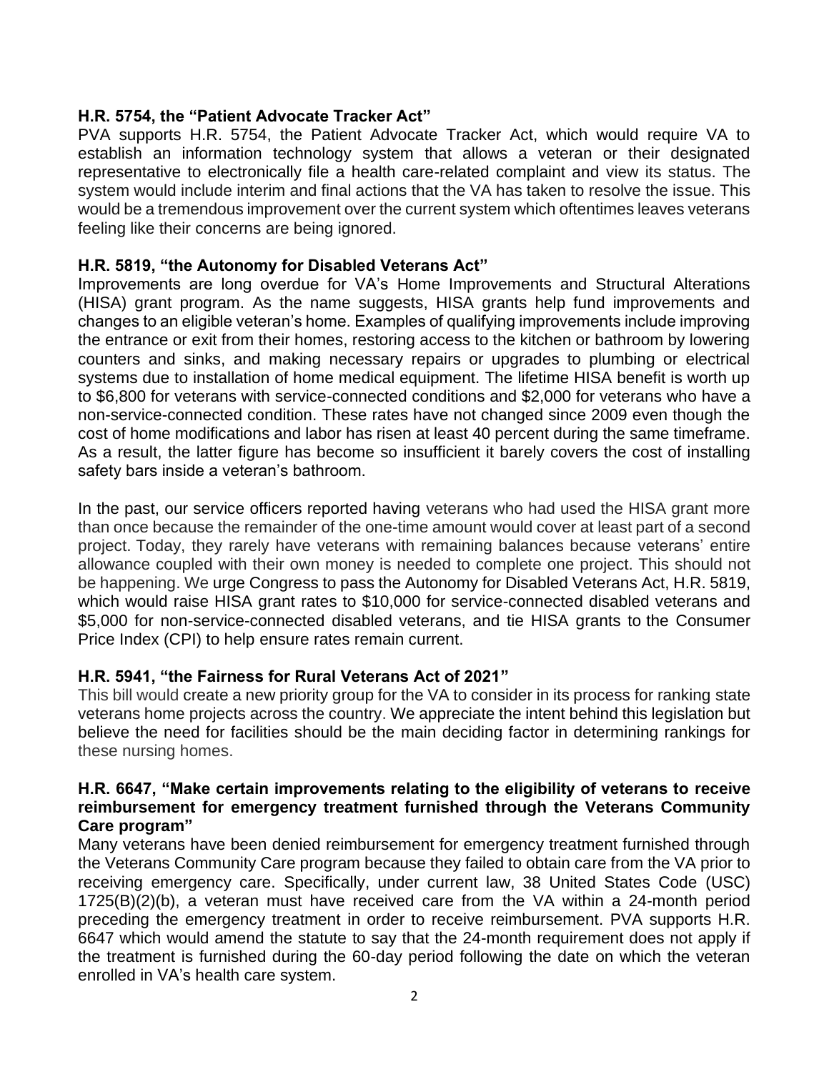### H.R. 5754, the "Patient Advocate Tracker Act"

PVA supports H.R. 5754, the Patient Advocate Tracker Act, which would require VA to establish an information technology system that allows a veteran or their designated representative to electronically file a health care-related complaint and view its status. The system would include interim and final actions that the VA has taken to resolve the issue. This would be a tremendous improvement over the current system which oftentimes leaves veterans feeling like their concerns are being ignored.

### H.R. 5819, "the Autonomy for Disabled Veterans Act"

Improvements are long overdue for VA's Home Improvements and Structural Alterations (HISA) grant program. As the name suggests, HISA grants help fund improvements and changes to an eligible veteran's home. Examples of qualifying improvements include improving the entrance or exit from their homes, restoring access to the kitchen or bathroom by lowering counters and sinks, and making necessary repairs or upgrades to plumbing or electrical systems due to installation of home medical equipment. The lifetime HISA benefit is worth up to $6,800 for veterans with service-connected conditions and $2,000 for veterans who have a non-service-connected condition. These rates have not changed since 2009 even though the cost of home modifications and labor has risen at least 40 percent during the same timeframe. As a result, the latter figure has become so insufficient it barely covers the cost of installing safety bars inside a veteran's bathroom.

In the past, our service officers reported having veterans who had used the HISA grant more than once because the remainder of the one-time amount would cover at least part of a second project. Today, they rarely have veterans with remaining balances because veterans' entire allowance coupled with their own money is needed to complete one project. This should not be happening. We urge Congress to pass the Autonomy for Disabled Veterans Act, H.R. 5819, which would raise HISA grant rates to $10,000 for service-connected disabled veterans and $5,000 for non-service-connected disabled veterans, and tie HISA grants to the Consumer Price Index (CPI) to help ensure rates remain current.

### H.R. 5941, "the Fairness for Rural Veterans Act of 2021"

This bill would create a new priority group for the VA to consider in its process for ranking state veterans home projects across the country. We appreciate the intent behind this legislation but believe the need for facilities should be the main deciding factor in determining rankings for these nursing homes.

### H.R. 6647, "Make certain improvements relating to the eligibility of veterans to receive reimbursement for emergency treatment furnished through the Veterans Community Care program"

Many veterans have been denied reimbursement for emergency treatment furnished through the Veterans Community Care program because they failed to obtain care from the VA prior to receiving emergency care. Specifically, under current law, 38 United States Code (USC) 1725(B)(2)(b), a veteran must have received care from the VA within a 24-month period preceding the emergency treatment in order to receive reimbursement. PVA supports H.R. 6647 which would amend the statute to say that the 24-month requirement does not apply if the treatment is furnished during the 60-day period following the date on which the veteran enrolled in VA's health care system.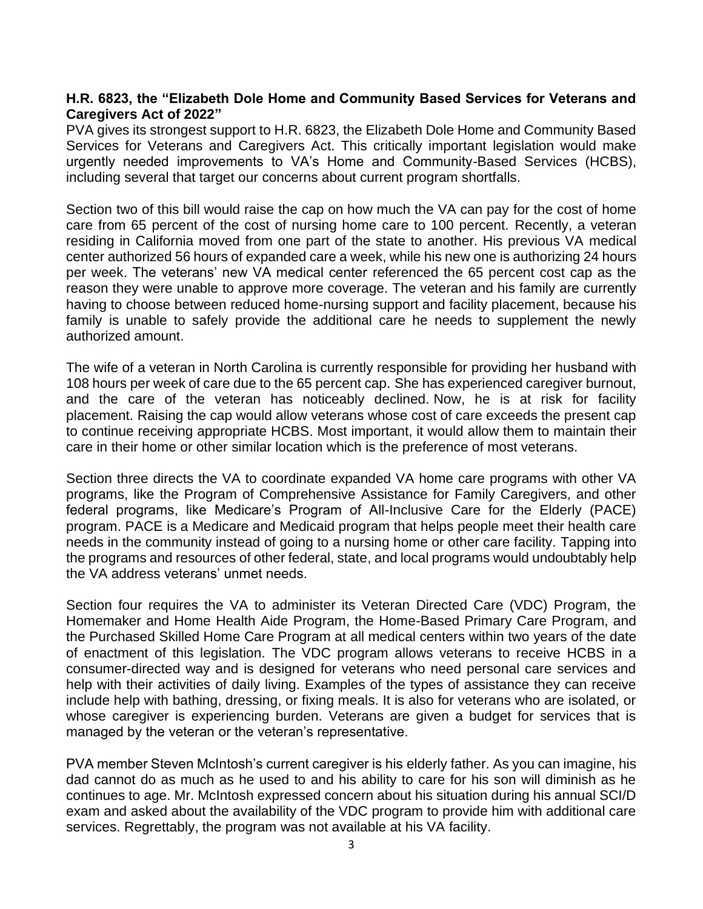**H.R. 6823, the "Elizabeth Dole Home and Community Based Services for Veterans and Caregivers Act of 2022"**

PVA gives its strongest support to H.R. 6823, the Elizabeth Dole Home and Community Based Services for Veterans and Caregivers Act. This critically important legislation would make urgently needed improvements to VA's Home and Community-Based Services (HCBS), including several that target our concerns about current program shortfalls.

Section two of this bill would raise the cap on how much the VA can pay for the cost of home care from 65 percent of the cost of nursing home care to 100 percent. Recently, a veteran residing in California moved from one part of the state to another. His previous VA medical center authorized 56 hours of expanded care a week, while his new one is authorizing 24 hours per week. The veterans' new VA medical center referenced the 65 percent cost cap as the reason they were unable to approve more coverage. The veteran and his family are currently having to choose between reduced home-nursing support and facility placement, because his family is unable to safely provide the additional care he needs to supplement the newly authorized amount.

The wife of a veteran in North Carolina is currently responsible for providing her husband with 108 hours per week of care due to the 65 percent cap. She has experienced caregiver burnout, and the care of the veteran has noticeably declined. Now, he is at risk for facility placement. Raising the cap would allow veterans whose cost of care exceeds the present cap to continue receiving appropriate HCBS. Most important, it would allow them to maintain their care in their home or other similar location which is the preference of most veterans.

Section three directs the VA to coordinate expanded VA home care programs with other VA programs, like the Program of Comprehensive Assistance for Family Caregivers, and other federal programs, like Medicare's Program of All-Inclusive Care for the Elderly (PACE) program. PACE is a Medicare and Medicaid program that helps people meet their health care needs in the community instead of going to a nursing home or other care facility. Tapping into the programs and resources of other federal, state, and local programs would undoubtably help the VA address veterans' unmet needs.

Section four requires the VA to administer its Veteran Directed Care (VDC) Program, the Homemaker and Home Health Aide Program, the Home-Based Primary Care Program, and the Purchased Skilled Home Care Program at all medical centers within two years of the date of enactment of this legislation. The VDC program allows veterans to receive HCBS in a consumer-directed way and is designed for veterans who need personal care services and help with their activities of daily living. Examples of the types of assistance they can receive include help with bathing, dressing, or fixing meals. It is also for veterans who are isolated, or whose caregiver is experiencing burden. Veterans are given a budget for services that is managed by the veteran or the veteran's representative.

PVA member Steven McIntosh's current caregiver is his elderly father. As you can imagine, his dad cannot do as much as he used to and his ability to care for his son will diminish as he continues to age. Mr. McIntosh expressed concern about his situation during his annual SCI/D exam and asked about the availability of the VDC program to provide him with additional care services. Regrettably, the program was not available at his VA facility.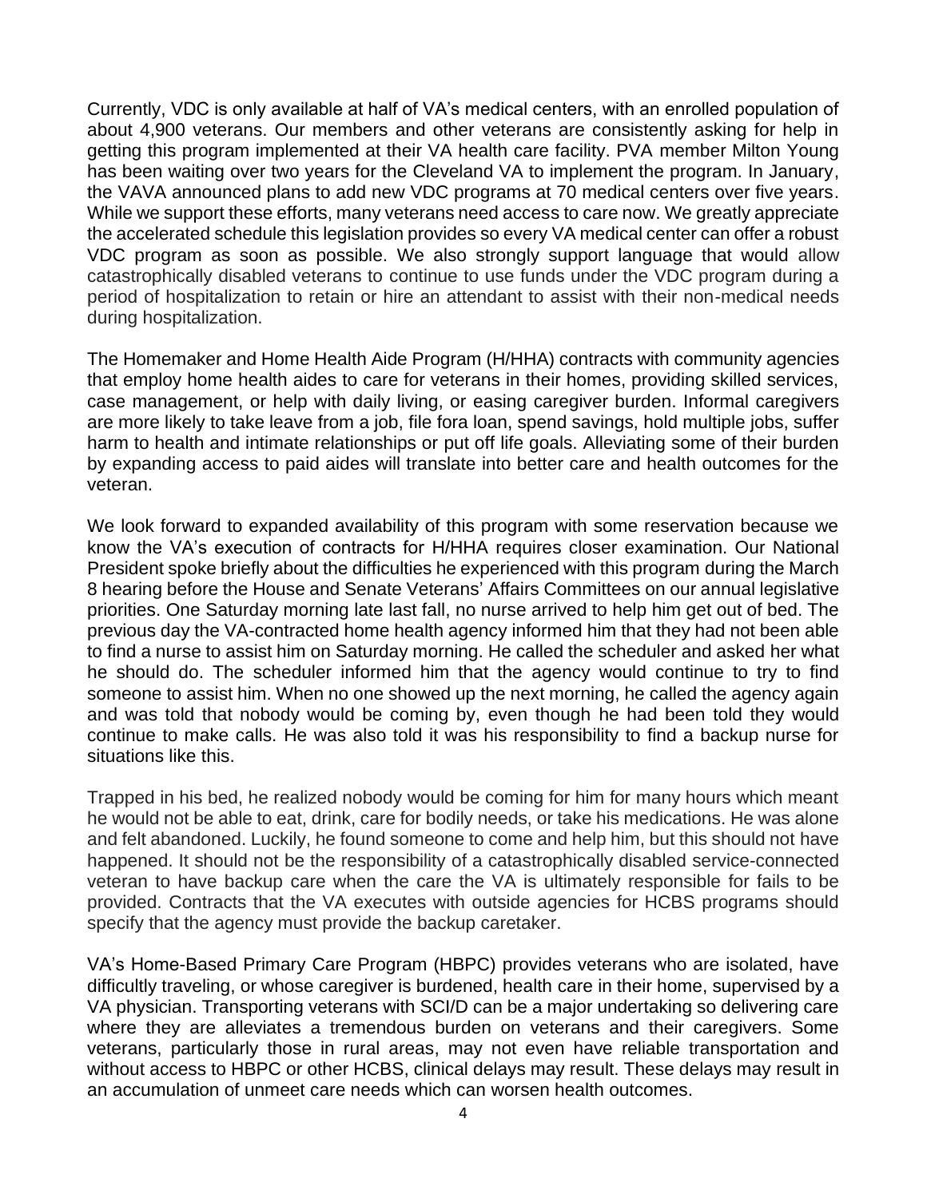Currently, VDC is only available at half of VA's medical centers, with an enrolled population of about 4,900 veterans. Our members and other veterans are consistently asking for help in getting this program implemented at their VA health care facility. PVA member Milton Young has been waiting over two years for the Cleveland VA to implement the program. In January, the VAVA announced plans to add new VDC programs at 70 medical centers over five years. While we support these efforts, many veterans need access to care now. We greatly appreciate the accelerated schedule this legislation provides so every VA medical center can offer a robust VDC program as soon as possible. We also strongly support language that would allow catastrophically disabled veterans to continue to use funds under the VDC program during a period of hospitalization to retain or hire an attendant to assist with their non-medical needs during hospitalization.

The Homemaker and Home Health Aide Program (H/HHA) contracts with community agencies that employ home health aides to care for veterans in their homes, providing skilled services, case management, or help with daily living, or easing caregiver burden. Informal caregivers are more likely to take leave from a job, file fora loan, spend savings, hold multiple jobs, suffer harm to health and intimate relationships or put off life goals. Alleviating some of their burden by expanding access to paid aides will translate into better care and health outcomes for the veteran.

We look forward to expanded availability of this program with some reservation because we know the VA's execution of contracts for H/HHA requires closer examination. Our National President spoke briefly about the difficulties he experienced with this program during the March 8 hearing before the House and Senate Veterans' Affairs Committees on our annual legislative priorities. One Saturday morning late last fall, no nurse arrived to help him get out of bed. The previous day the VA-contracted home health agency informed him that they had not been able to find a nurse to assist him on Saturday morning. He called the scheduler and asked her what he should do. The scheduler informed him that the agency would continue to try to find someone to assist him. When no one showed up the next morning, he called the agency again and was told that nobody would be coming by, even though he had been told they would continue to make calls. He was also told it was his responsibility to find a backup nurse for situations like this.

Trapped in his bed, he realized nobody would be coming for him for many hours which meant he would not be able to eat, drink, care for bodily needs, or take his medications. He was alone and felt abandoned. Luckily, he found someone to come and help him, but this should not have happened. It should not be the responsibility of a catastrophically disabled service-connected veteran to have backup care when the care the VA is ultimately responsible for fails to be provided. Contracts that the VA executes with outside agencies for HCBS programs should specify that the agency must provide the backup caretaker.

VA's Home-Based Primary Care Program (HBPC) provides veterans who are isolated, have difficultly traveling, or whose caregiver is burdened, health care in their home, supervised by a VA physician. Transporting veterans with SCI/D can be a major undertaking so delivering care where they are alleviates a tremendous burden on veterans and their caregivers. Some veterans, particularly those in rural areas, may not even have reliable transportation and without access to HBPC or other HCBS, clinical delays may result. These delays may result in an accumulation of unmeet care needs which can worsen health outcomes.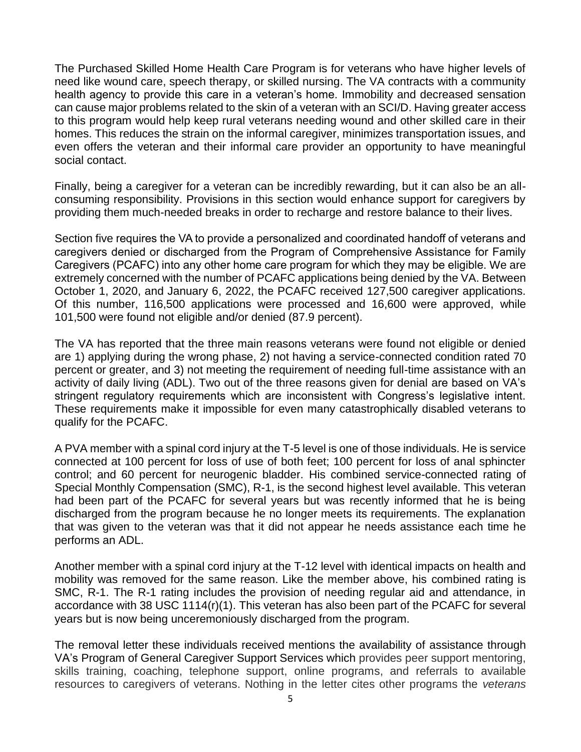The Purchased Skilled Home Health Care Program is for veterans who have higher levels of need like wound care, speech therapy, or skilled nursing. The VA contracts with a community health agency to provide this care in a veteran's home. Immobility and decreased sensation can cause major problems related to the skin of a veteran with an SCI/D. Having greater access to this program would help keep rural veterans needing wound and other skilled care in their homes. This reduces the strain on the informal caregiver, minimizes transportation issues, and even offers the veteran and their informal care provider an opportunity to have meaningful social contact.

Finally, being a caregiver for a veteran can be incredibly rewarding, but it can also be an all-consuming responsibility. Provisions in this section would enhance support for caregivers by providing them much-needed breaks in order to recharge and restore balance to their lives.

Section five requires the VA to provide a personalized and coordinated handoff of veterans and caregivers denied or discharged from the Program of Comprehensive Assistance for Family Caregivers (PCAFC) into any other home care program for which they may be eligible. We are extremely concerned with the number of PCAFC applications being denied by the VA. Between October 1, 2020, and January 6, 2022, the PCAFC received 127,500 caregiver applications. Of this number, 116,500 applications were processed and 16,600 were approved, while 101,500 were found not eligible and/or denied (87.9 percent).

The VA has reported that the three main reasons veterans were found not eligible or denied are 1) applying during the wrong phase, 2) not having a service-connected condition rated 70 percent or greater, and 3) not meeting the requirement of needing full-time assistance with an activity of daily living (ADL). Two out of the three reasons given for denial are based on VA's stringent regulatory requirements which are inconsistent with Congress's legislative intent. These requirements make it impossible for even many catastrophically disabled veterans to qualify for the PCAFC.

A PVA member with a spinal cord injury at the T-5 level is one of those individuals. He is service connected at 100 percent for loss of use of both feet; 100 percent for loss of anal sphincter control; and 60 percent for neurogenic bladder. His combined service-connected rating of Special Monthly Compensation (SMC), R-1, is the second highest level available. This veteran had been part of the PCAFC for several years but was recently informed that he is being discharged from the program because he no longer meets its requirements. The explanation that was given to the veteran was that it did not appear he needs assistance each time he performs an ADL.

Another member with a spinal cord injury at the T-12 level with identical impacts on health and mobility was removed for the same reason. Like the member above, his combined rating is SMC, R-1. The R-1 rating includes the provision of needing regular aid and attendance, in accordance with 38 USC 1114(r)(1). This veteran has also been part of the PCAFC for several years but is now being unceremoniously discharged from the program.

The removal letter these individuals received mentions the availability of assistance through VA's Program of General Caregiver Support Services which provides peer support mentoring, skills training, coaching, telephone support, online programs, and referrals to available resources to caregivers of veterans. Nothing in the letter cites other programs the *veterans*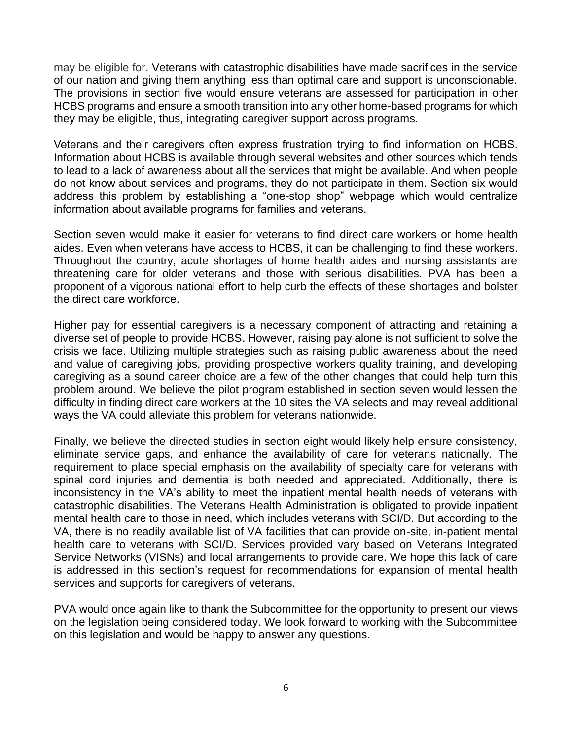may be eligible for. Veterans with catastrophic disabilities have made sacrifices in the service of our nation and giving them anything less than optimal care and support is unconscionable. The provisions in section five would ensure veterans are assessed for participation in other HCBS programs and ensure a smooth transition into any other home-based programs for which they may be eligible, thus, integrating caregiver support across programs.

Veterans and their caregivers often express frustration trying to find information on HCBS. Information about HCBS is available through several websites and other sources which tends to lead to a lack of awareness about all the services that might be available. And when people do not know about services and programs, they do not participate in them. Section six would address this problem by establishing a "one-stop shop" webpage which would centralize information about available programs for families and veterans.

Section seven would make it easier for veterans to find direct care workers or home health aides. Even when veterans have access to HCBS, it can be challenging to find these workers. Throughout the country, acute shortages of home health aides and nursing assistants are threatening care for older veterans and those with serious disabilities. PVA has been a proponent of a vigorous national effort to help curb the effects of these shortages and bolster the direct care workforce.

Higher pay for essential caregivers is a necessary component of attracting and retaining a diverse set of people to provide HCBS. However, raising pay alone is not sufficient to solve the crisis we face. Utilizing multiple strategies such as raising public awareness about the need and value of caregiving jobs, providing prospective workers quality training, and developing caregiving as a sound career choice are a few of the other changes that could help turn this problem around. We believe the pilot program established in section seven would lessen the difficulty in finding direct care workers at the 10 sites the VA selects and may reveal additional ways the VA could alleviate this problem for veterans nationwide.

Finally, we believe the directed studies in section eight would likely help ensure consistency, eliminate service gaps, and enhance the availability of care for veterans nationally. The requirement to place special emphasis on the availability of specialty care for veterans with spinal cord injuries and dementia is both needed and appreciated. Additionally, there is inconsistency in the VA's ability to meet the inpatient mental health needs of veterans with catastrophic disabilities. The Veterans Health Administration is obligated to provide inpatient mental health care to those in need, which includes veterans with SCI/D. But according to the VA, there is no readily available list of VA facilities that can provide on-site, in-patient mental health care to veterans with SCI/D. Services provided vary based on Veterans Integrated Service Networks (VISNs) and local arrangements to provide care. We hope this lack of care is addressed in this section's request for recommendations for expansion of mental health services and supports for caregivers of veterans.

PVA would once again like to thank the Subcommittee for the opportunity to present our views on the legislation being considered today. We look forward to working with the Subcommittee on this legislation and would be happy to answer any questions.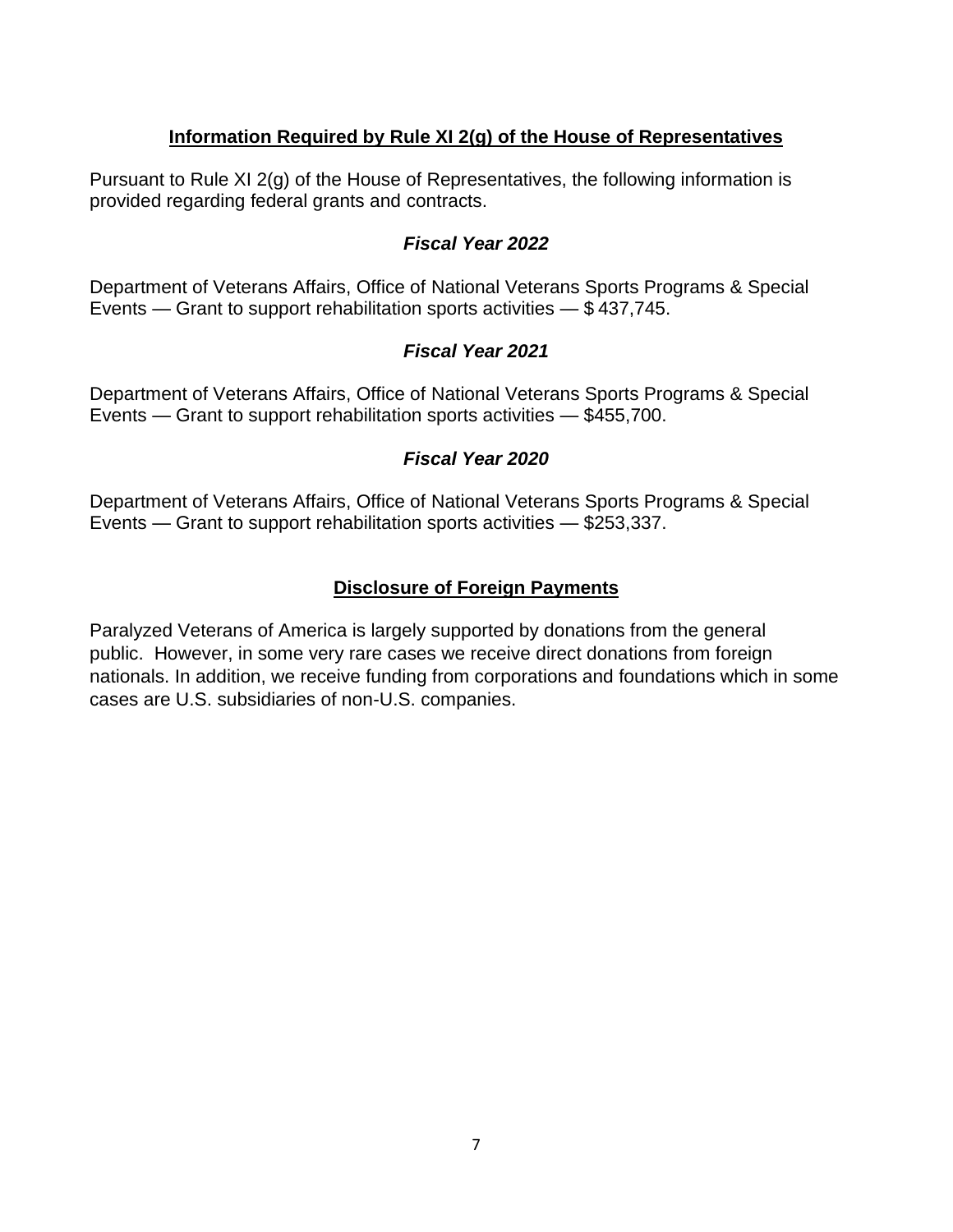## **Information Required by Rule XI 2(g) of the House of Representatives**

Pursuant to Rule XI 2(g) of the House of Representatives, the following information is provided regarding federal grants and contracts.

### ***Fiscal Year 2022***

Department of Veterans Affairs, Office of National Veterans Sports Programs & Special Events — Grant to support rehabilitation sports activities — $ 437,745.

### ***Fiscal Year 2021***

Department of Veterans Affairs, Office of National Veterans Sports Programs & Special Events — Grant to support rehabilitation sports activities — $455,700.

### ***Fiscal Year 2020***

Department of Veterans Affairs, Office of National Veterans Sports Programs & Special Events — Grant to support rehabilitation sports activities — $253,337.

## **Disclosure of Foreign Payments**

Paralyzed Veterans of America is largely supported by donations from the general public. However, in some very rare cases we receive direct donations from foreign nationals. In addition, we receive funding from corporations and foundations which in some cases are U.S. subsidiaries of non-U.S. companies.